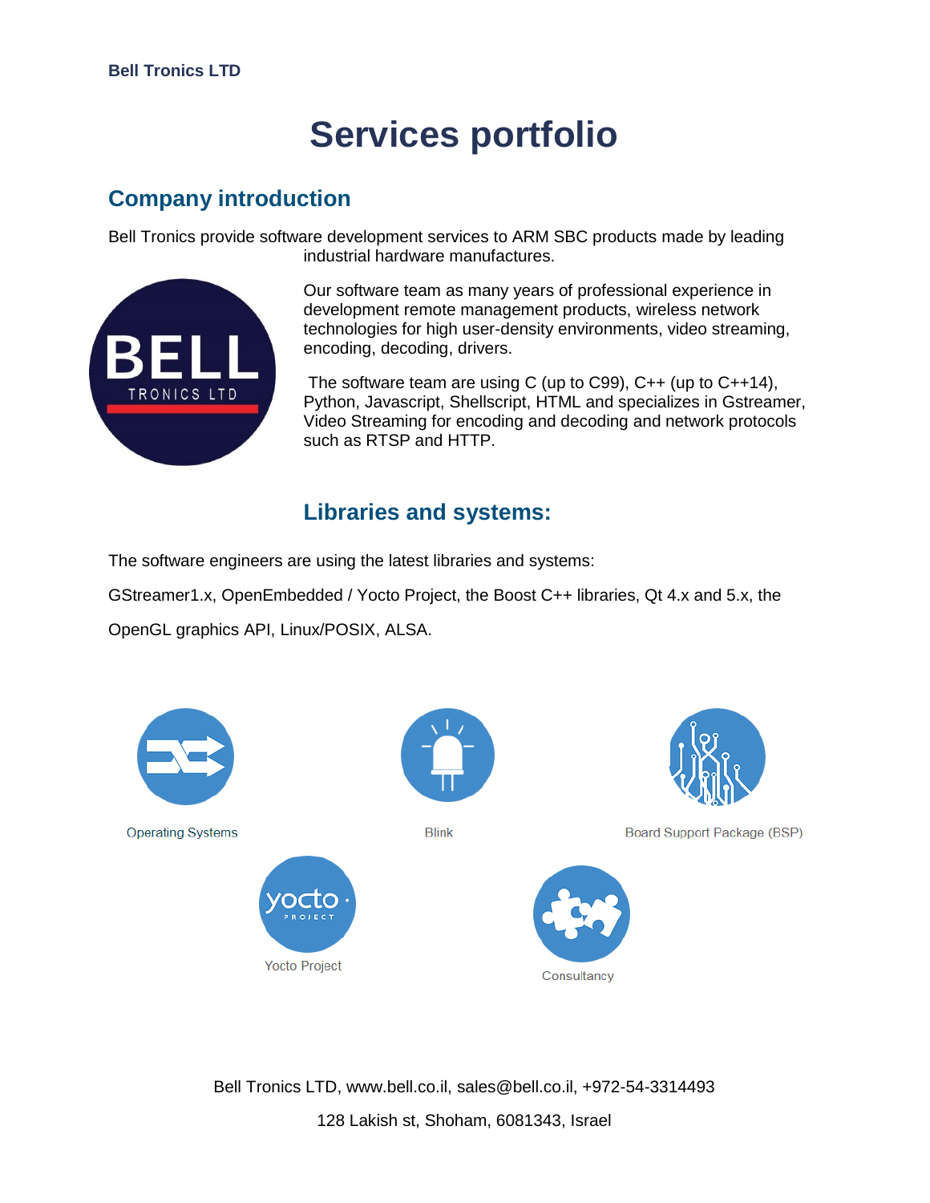**Bell Tronics LTD**

# Services portfolio

## Company introduction

Bell Tronics provide software development services to ARM SBC products made by leading industrial hardware manufactures.

Our software team as many years of professional experience in development remote management products, wireless network technologies for high user-density environments, video streaming, encoding, decoding, drivers.

The software team are using C (up to C99), C++ (up to C++14), Python, Javascript, Shellscript, HTML and specializes in Gstreamer, Video Streaming for encoding and decoding and network protocols such as RTSP and HTTP.

## Libraries and systems:

The software engineers are using the latest libraries and systems:

GStreamer1.x, OpenEmbedded / Yocto Project, the Boost C++ libraries, Qt 4.x and 5.x, the OpenGL graphics API, Linux/POSIX, ALSA.

Operating Systems

Blink

Board Support Package (BSP)

Yocto Project

Consultancy

Bell Tronics LTD, www.bell.co.il, sales@bell.co.il, +972-54-3314493

128 Lakish st, Shoham, 6081343, Israel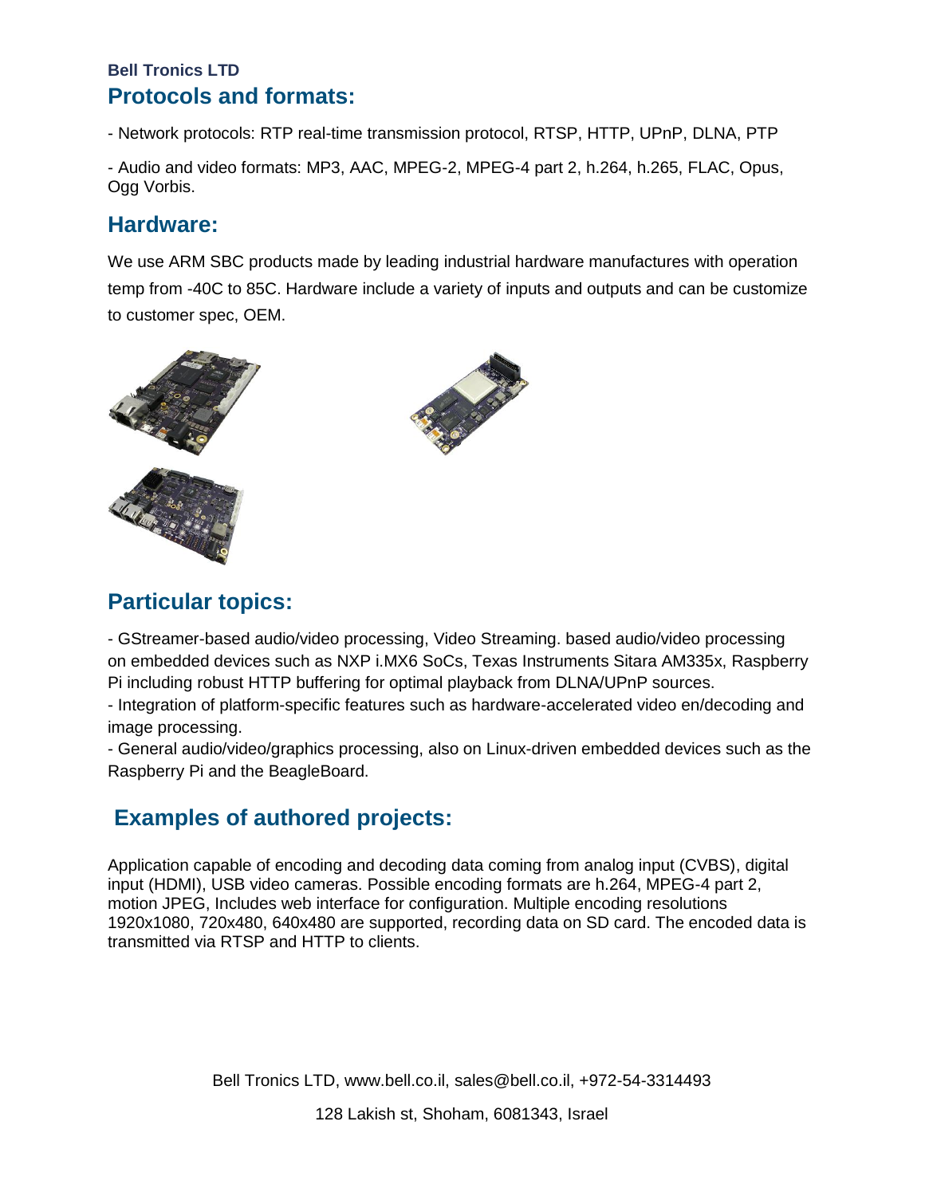**Bell Tronics LTD**

## Protocols and formats:

- Network protocols: RTP real-time transmission protocol, RTSP, HTTP, UPnP, DLNA, PTP

- Audio and video formats: MP3, AAC, MPEG-2, MPEG-4 part 2, h.264, h.265, FLAC, Opus, Ogg Vorbis.

## Hardware:

We use ARM SBC products made by leading industrial hardware manufactures with operation temp from -40C to 85C. Hardware include a variety of inputs and outputs and can be customize to customer spec, OEM.

## Particular topics:

- GStreamer-based audio/video processing, Video Streaming. based audio/video processing on embedded devices such as NXP i.MX6 SoCs, Texas Instruments Sitara AM335x, Raspberry Pi including robust HTTP buffering for optimal playback from DLNA/UPnP sources.
- Integration of platform-specific features such as hardware-accelerated video en/decoding and image processing.
- General audio/video/graphics processing, also on Linux-driven embedded devices such as the Raspberry Pi and the BeagleBoard.

## Examples of authored projects:

Application capable of encoding and decoding data coming from analog input (CVBS), digital input (HDMI), USB video cameras. Possible encoding formats are h.264, MPEG-4 part 2, motion JPEG, Includes web interface for configuration. Multiple encoding resolutions 1920x1080, 720x480, 640x480 are supported, recording data on SD card. The encoded data is transmitted via RTSP and HTTP to clients.

Bell Tronics LTD, www.bell.co.il, sales@bell.co.il, +972-54-3314493

128 Lakish st, Shoham, 6081343, Israel